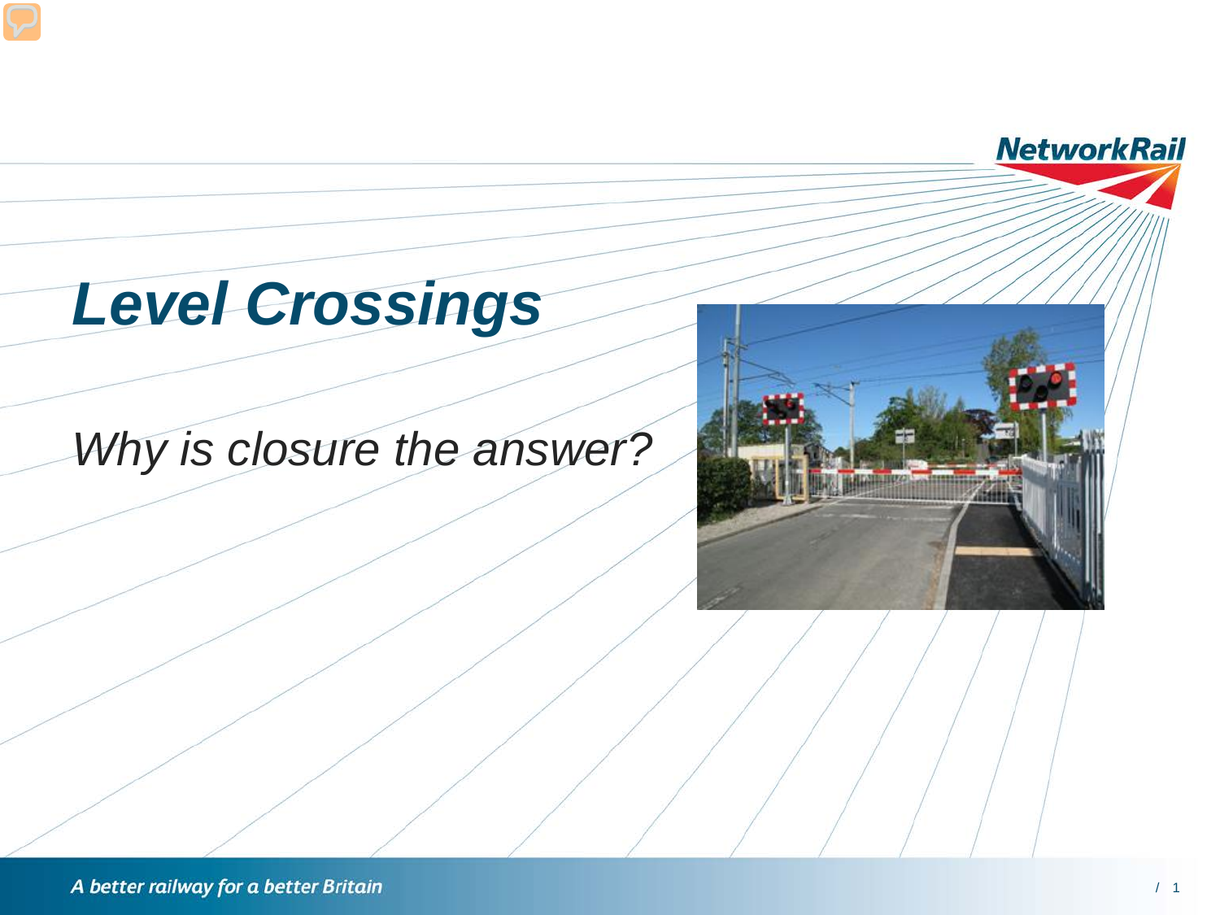# *Level Crossings*

*Why is closure the answer?*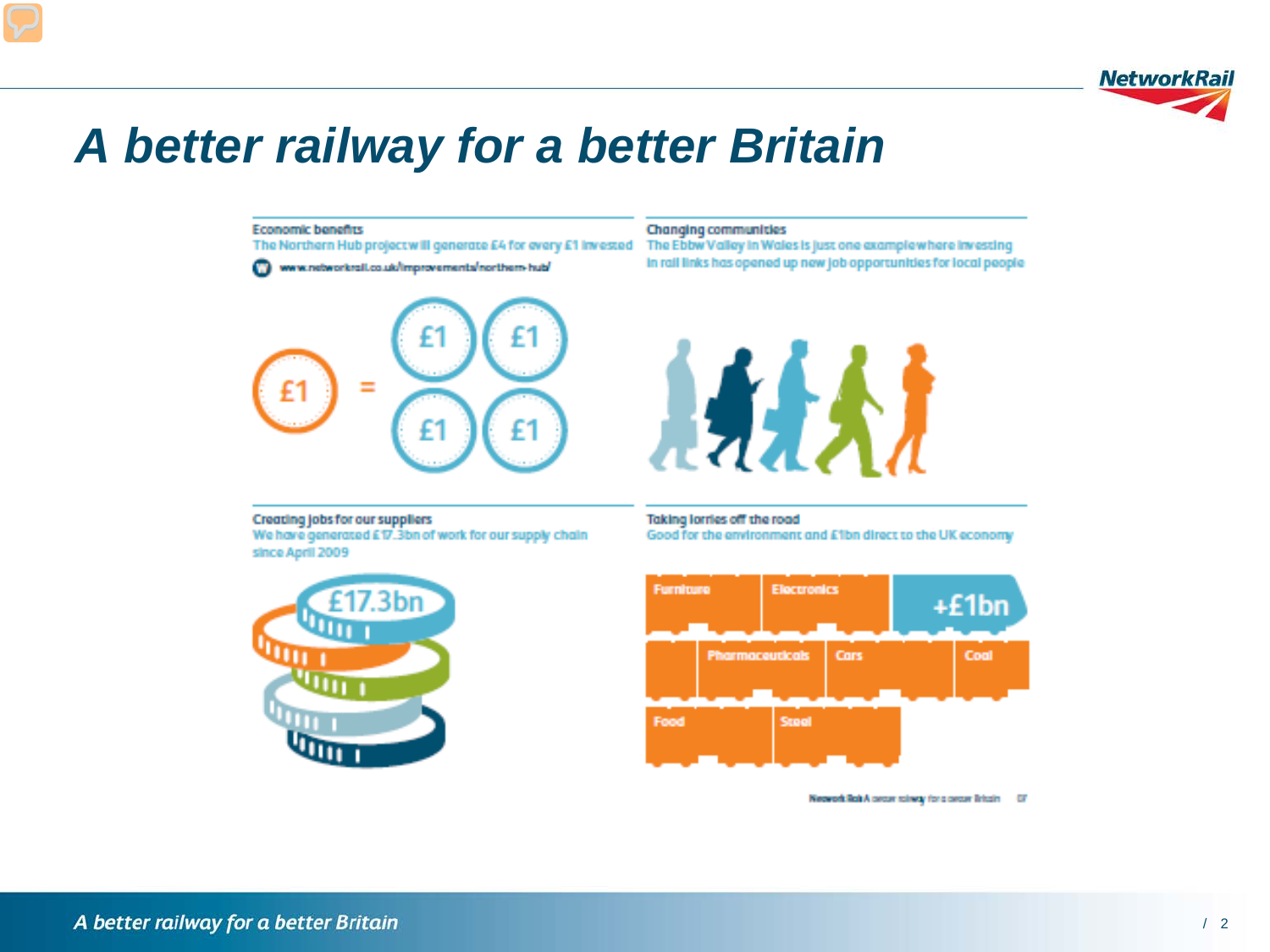# A better railway for a better Britain

**Economic benefits**

The Northern Hub project will generate £4 for every £1 invested

www.networkrail.co.uk/improvements/northern-hub/

£1 = £1 £1 £1 £1

**Changing communities**

The Ebbw Valley in Wales is just one example where investing in rail links has opened up new job opportunities for local people

**Creating jobs for our suppliers**

We have generated £17.3bn of work for our supply chain since April 2009

£17.3bn

**Taking lorries off the road**

Good for the environment and £1bn direct to the UK economy

Furniture, Electronics, +£1bn, Pharmaceuticals, Cars, Coal, Food, Steel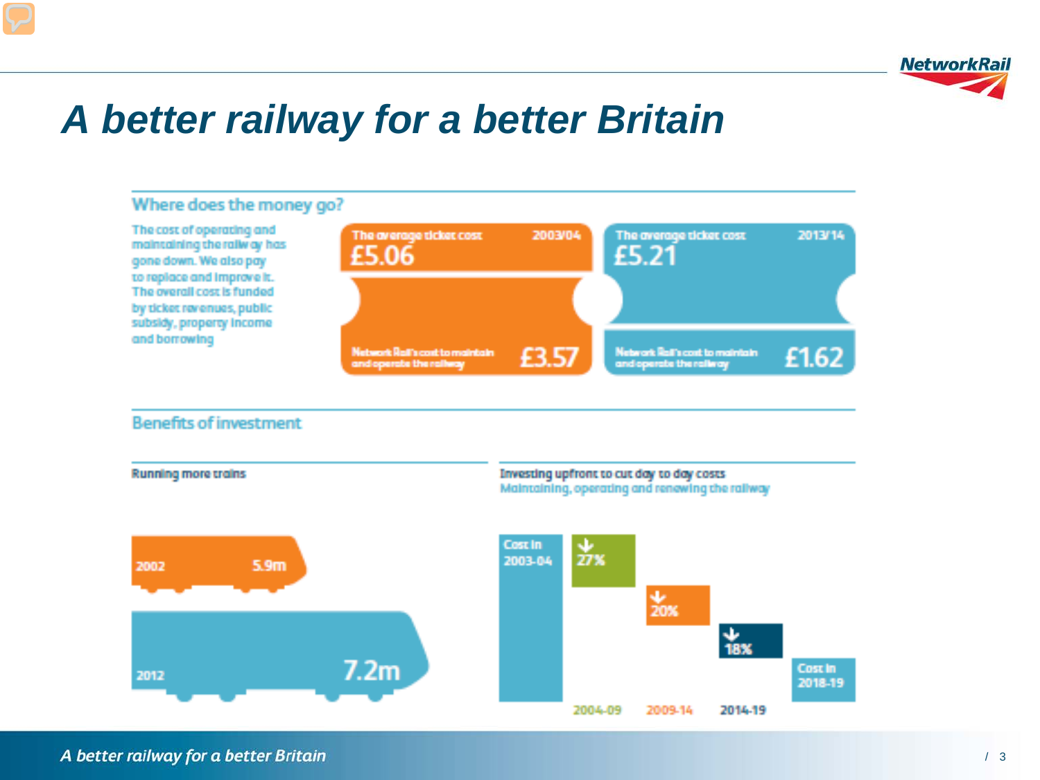# A better railway for a better Britain

## Where does the money go?

The cost of operating and maintaining the railway has gone down. We also pay to replace and improve it. The overall cost is funded by ticket revenues, public subsidy, property income and borrowing

| | 2003/04 | 2013/14 |
|---|---|---|
| The average ticket cost | £5.06 | £5.21 |
| Network Rail's cost to maintain and operate the railway | £3.57 | £1.62 |

## Benefits of investment

### Running more trains

| Year | Trains |
|---|---|
| 2002 | 5.9m |
| 2012 | 7.2m |

### Investing upfront to cut day to day costs

Maintaining, operating and renewing the railway

| Period | Change |
|---|---|
| Cost in 2003-04 | |
| 2004-09 | ↓ 27% |
| 2009-14 | ↓ 20% |
| 2014-19 | ↓ 18% |
| Cost in 2018-19 | |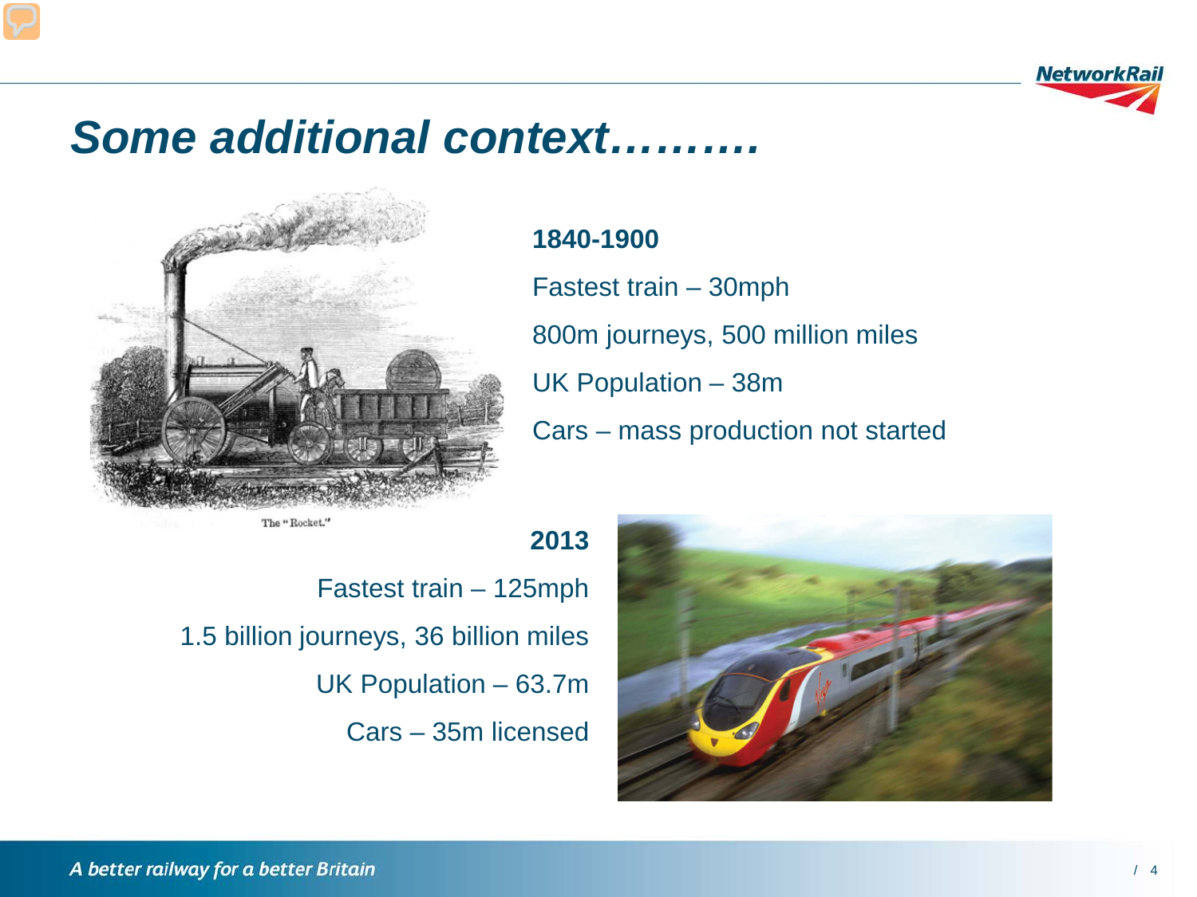# Some additional context……….

The "Rocket."

**1840-1900**

Fastest train – 30mph

800m journeys, 500 million miles

UK Population – 38m

Cars – mass production not started

**2013**

Fastest train – 125mph

1.5 billion journeys, 36 billion miles

UK Population – 63.7m

Cars – 35m licensed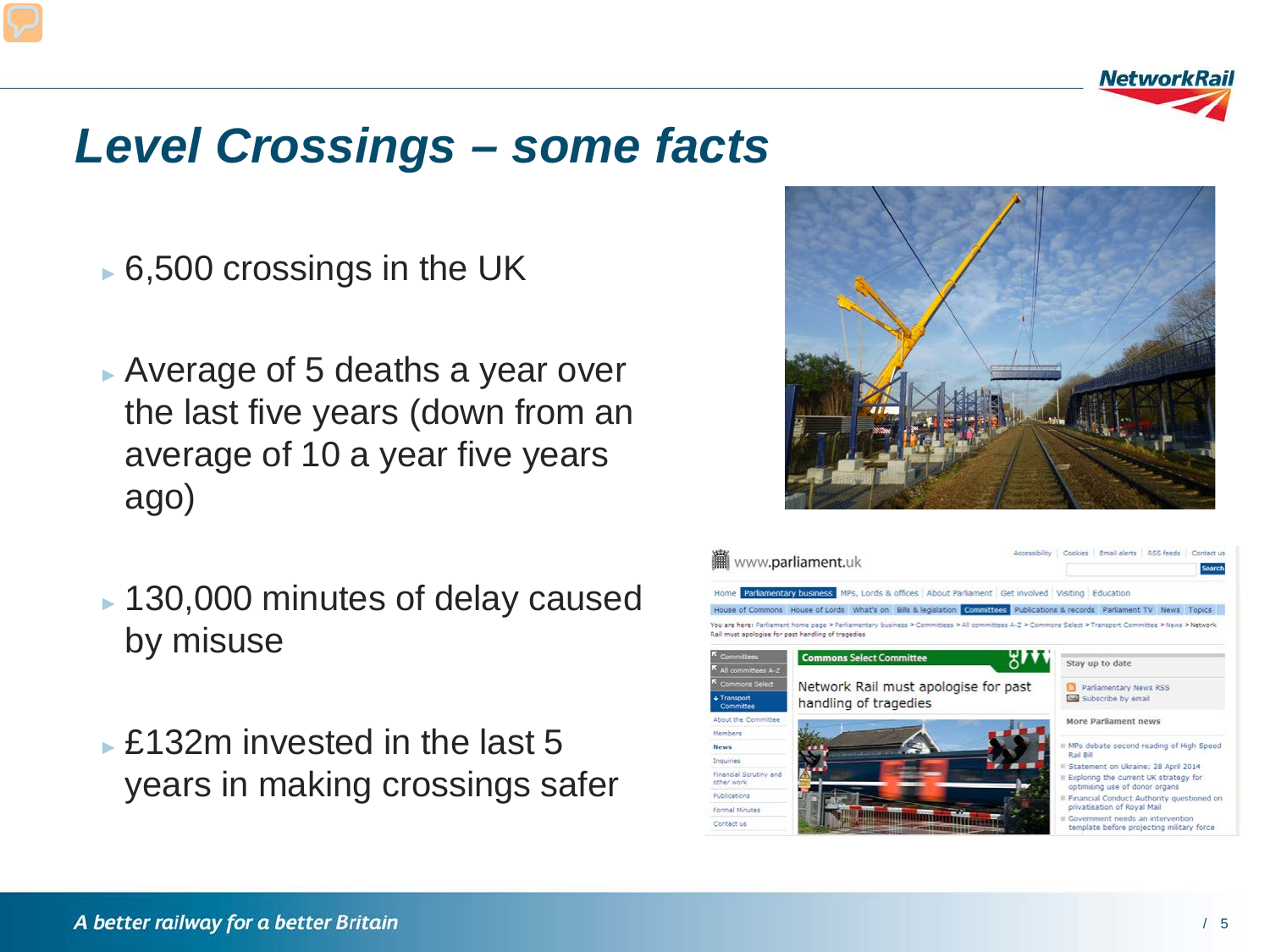# Level Crossings – some facts

- 6,500 crossings in the UK
- Average of 5 deaths a year over the last five years (down from an average of 10 a year five years ago)
- 130,000 minutes of delay caused by misuse
- £132m invested in the last 5 years in making crossings safer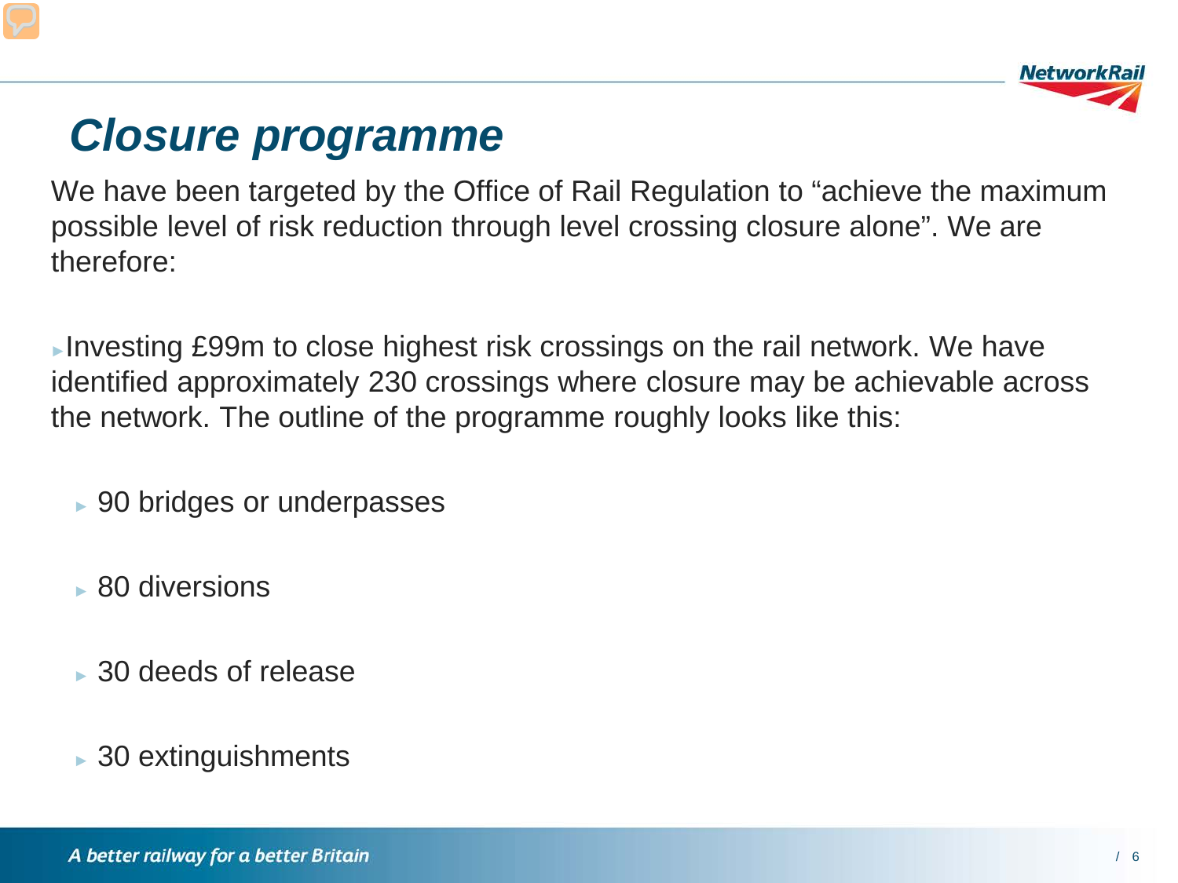# *Closure programme*

We have been targeted by the Office of Rail Regulation to "achieve the maximum possible level of risk reduction through level crossing closure alone". We are therefore:

- Investing £99m to close highest risk crossings on the rail network. We have identified approximately 230 crossings where closure may be achievable across the network. The outline of the programme roughly looks like this:
  - 90 bridges or underpasses
  - 80 diversions
  - 30 deeds of release
  - 30 extinguishments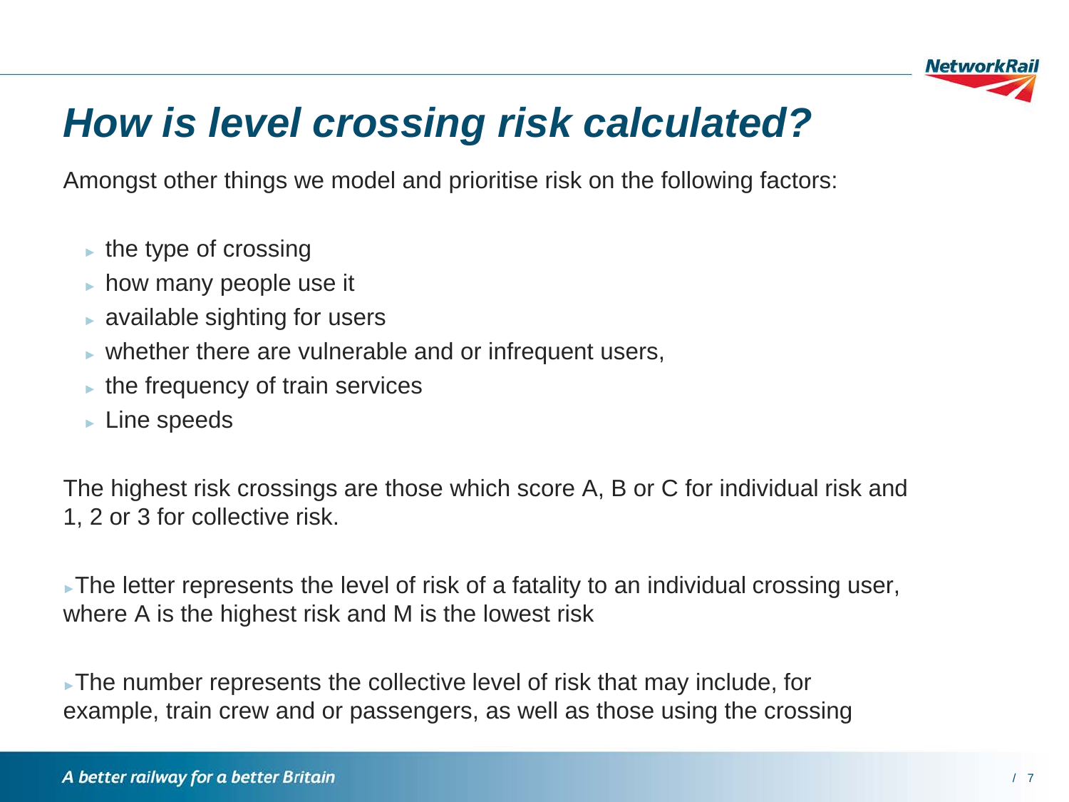# *How is level crossing risk calculated?*

Amongst other things we model and prioritise risk on the following factors:

- the type of crossing
- how many people use it
- available sighting for users
- whether there are vulnerable and or infrequent users,
- the frequency of train services
- Line speeds

The highest risk crossings are those which score A, B or C for individual risk and 1, 2 or 3 for collective risk.

- The letter represents the level of risk of a fatality to an individual crossing user, where A is the highest risk and M is the lowest risk

- The number represents the collective level of risk that may include, for example, train crew and or passengers, as well as those using the crossing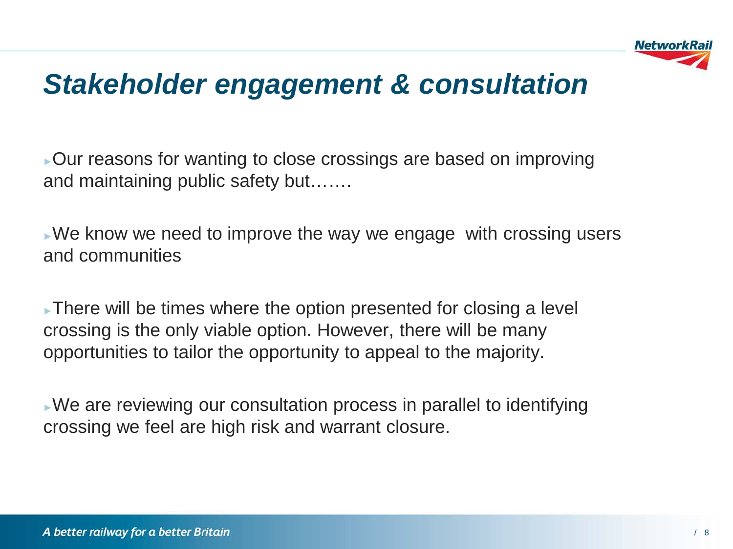# *Stakeholder engagement & consultation*

- Our reasons for wanting to close crossings are based on improving and maintaining public safety but…….

- We know we need to improve the way we engage with crossing users and communities

- There will be times where the option presented for closing a level crossing is the only viable option. However, there will be many opportunities to tailor the opportunity to appeal to the majority.

- We are reviewing our consultation process in parallel to identifying crossing we feel are high risk and warrant closure.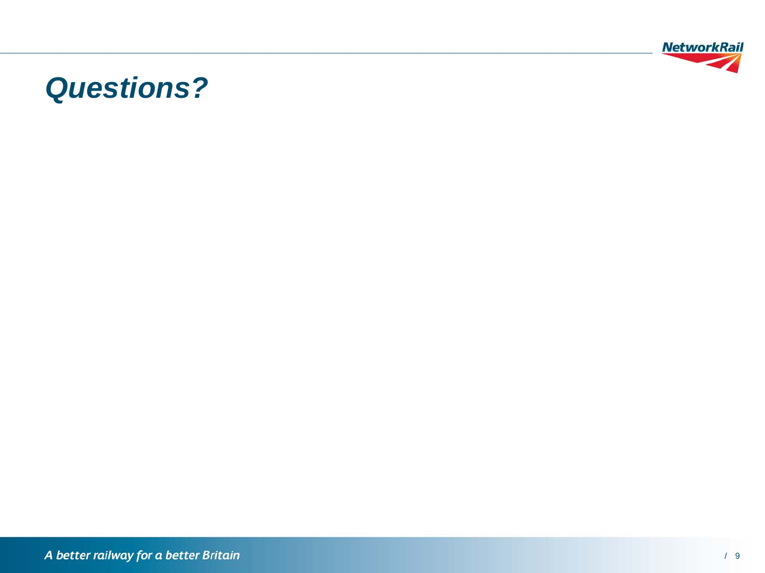# *Questions?*